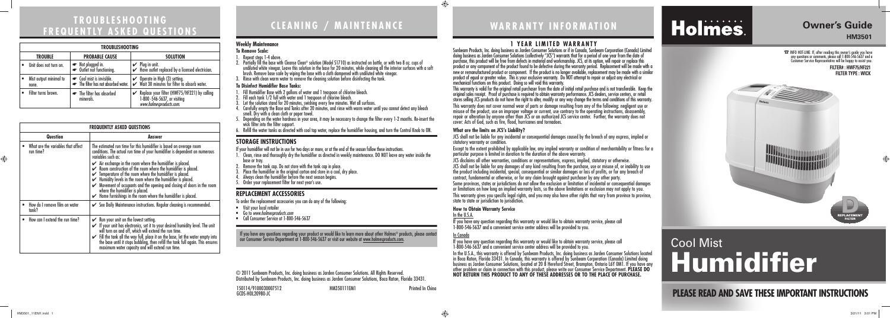# TROUBLESHOOTING FREQUENTLY ASKED QUESTIONS

| TROUBLESHOOTING | | |
|---|---|---|
| **TROUBLE** | **PROBABLE CAUSE** | **SOLUTION** |
| • Unit does not turn on. | ☛ Not plugged in. ☛ Outlet not functioning. | ✔ Plug in unit. ✔ Have outlet replaced by a licensed electrician. |
| • Mist output minimal to none. | ☛ Cool mist is invisible. ☛ The filter has not absorbed water. | ✔ Operate in High (3) setting. ✔ Wait 30 minutes for filter to absorb water. |
| • Filter turns brown. | ☛ The filter has absorbed minerals. | ✔ Replace your filter (HWF75/HF221) by calling 1-800-546-5637, or visiting *www.holmesproducts.com*. |

| FREQUENTLY ASKED QUESTIONS | |
|---|---|
| **Question** | **Answer** |
| • What are the variables that affect run time? | The estimated run time for this humidifier is based on average room conditions. The actual run time of your humidifier is dependent on numerous variables such as: ✔ Air exchange in the room where the humidifier is placed. ✔ Room construction of the room where the humidifier is placed. ✔ Temperature of the room where the humidifier is placed. ✔ Humidity levels in the room where the humidifier is placed. ✔ Movement of occupants and the opening and closing of doors in the room where the humidifier is placed. ✔ Home furnishings in the room where the humidifier is placed. |
| • How do I remove film on water tank? | ✔ See Daily Maintenance instructions. Regular cleaning is recommended. |
| • How can I extend the run time? | ✔ Run your unit on the lowest setting. ✔ If your unit has electronics, set it to your desired humidity level. The unit will turn on and off, which will extend the run time. ✔ Fill the tank all the way full, place it on the base, let the water empty into the base until it stops bubbling, then refill the tank full again. This ensures maximum water capacity and will extend run time. |

# CLEANING / MAINTENANCE

### Weekly Maintenance

**To Remove Scale:**

1. Repeat steps 1-4 above.
2. Partially fill the base with Cleanse Clean® solution (Model S1710) as instructed on bottle, or with two 8 oz. cups of undiluted white vinegar. Leave this solution in the base for 20 minutes, while cleaning all the interior surfaces with a soft brush. Remove base scale by wiping the base with a cloth dampened with undiluted white vinegar.
3. Rinse with clean warm water to remove the cleaning solution before disinfecting the tank.

**To Disinfect Humidifier Base Tanks:**

1. Fill Humidifier Base with 2 gallons of water and 1 teaspoon of chlorine bleach.
2. Fill each tank 1/2 full with water and 1 teaspoon of chlorine bleach.
3. Let the solution stand for 20 minutes, swishing every few minutes. Wet all surfaces.
4. Carefully empty the Base and Tanks after 20 minutes, and rinse with warm water until you cannot detect any bleach smell. Dry with a clean cloth or paper towel.
5. Depending on the water hardness in your area, it may be necessary to change the filter every 1-2 months. Re-insert the wick filter into the filter support.
6. Refill the water tanks as directed with cool tap water, replace the humidifier housing, and turn the Control Knob to ON.

## STORAGE INSTRUCTIONS

If your humidifier will not be in use for two days or more, or at the end of the season follow these instructions.

1. Clean, rinse and thoroughly dry the humidifier as directed in weekly maintenance. DO NOT leave any water inside the base or tray.
2. Remove the tank cap. Do not store with the tank cap in place.
3. Place the humidifier in the original carton and store in a cool, dry place.
4. Always clean the humidifier before the next season begins.
5. Order your replacement filter for next year's use.

## REPLACEMENT ACCESSORIES

To order the replacement accessories you can do any of the following:

- Visit your local retailer
- Go to *www.holmesproducts.com*
- Call Consumer Service at 1-800-546-5637

If you have any questions regarding your product or would like to learn more about other Holmes® products, please contact our Consumer Service Department at 1-800-546-5637 or visit our website at www.holmesproducts.com.

© 2011 Sunbeam Products, Inc. doing business as Jarden Consumer Solutions. All Rights Reserved.
Distributed by Sunbeam Products, Inc. doing business as Jarden Consumer Solutions, Boca Raton, Florida 33431.

150114/9100030007512 HM3501-11EM1 Printed In China
GCDS-HOL20980-JC

# WARRANTY INFORMATION

## 1 YEAR LIMITED WARRANTY

Sunbeam Products, Inc. doing business as Jarden Consumer Solutions or if in Canada, Sunbeam Corporation (Canada) Limited doing business as Jarden Consumer Solutions (collectively "JCS") warrants that for a period of one year from the date of purchase, this product will be free from defects in material and workmanship. JCS, at its option, will repair or replace this product or any component of the product found to be defective during the warranty period. Replacement will be made with a new or remanufactured product or component. If the product is no longer available, replacement may be made with a similar product of equal or greater value. This is your exclusive warranty. Do NOT attempt to repair or adjust any electrical or mechanical functions on this product. Doing so will void this warranty.

This warranty is valid for the original retail purchaser from the date of initial retail purchase and is not transferable. Keep the original sales receipt. Proof of purchase is required to obtain warranty performance. JCS dealers, service centers, or retail stores selling JCS products do not have the right to alter, modify or any way change the terms and conditions of this warranty.

This warranty does not cover normal wear of parts or damage resulting from any of the following: negligent use or misuse of the product, use on improper voltage or current, use contrary to the operating instructions, disassembly, repair or alteration by anyone other than JCS or an authorized JCS service center. Further, the warranty does not cover: Acts of God, such as fire, flood, hurricanes and tornadoes.

### What are the limits on JCS's Liability?

JCS shall not be liable for any incidental or consequential damages caused by the breach of any express, implied or statutory warranty or condition.

Except to the extent prohibited by applicable law, any implied warranty or condition of merchantability or fitness for a particular purpose is limited in duration to the duration of the above warranty.

JCS disclaims all other warranties, conditions or representations, express, implied, statutory or otherwise.

JCS shall not be liable for any damages of any kind resulting from the purchase, use or misuse of, or inability to use the product including incidental, special, consequential or similar damages or loss of profits, or for any breach of contract, fundamental or otherwise, or for any claim brought against purchaser by any other party.

Some provinces, states or jurisdictions do not allow the exclusion or limitation of incidental or consequential damages or limitations on how long an implied warranty lasts, so the above limitations or exclusion may not apply to you.

This warranty gives you specific legal rights, and you may also have other rights that vary from province to province, state to state or jurisdiction to jurisdiction.

### How to Obtain Warranty Service

In the U.S.A.

If you have any question regarding this warranty or would like to obtain warranty service, please call 1-800-546-5637 and a convenient service center address will be provided to you.

In Canada

If you have any question regarding this warranty or would like to obtain warranty service, please call 1-800-546-5637 and a convenient service center address will be provided to you.

In the U.S.A., this warranty is offered by Sunbeam Products, Inc. doing business as Jarden Consumer Solutions located in Boca Raton, Florida 33431. In Canada, this warranty is offered by Sunbeam Corporation (Canada) Limited doing business as Jarden Consumer Solutions, located at 20 B Hereford Street, Brampton, Ontario L6Y 0M1. If you have any other problem or claim in connection with this product, please write our Consumer Service Department. **PLEASE DO NOT RETURN THIS PRODUCT TO ANY OF THESE ADDRESSES OR TO THE PLACE OF PURCHASE.**

# Holmes.

## Owner's Guide

**HM3501**

☎ INFO HOT-LINE: If, after reading this owner's guide you have any questions or comments, please call 1-800-546-5637 and a Customer Service Representative will be happy to assist you.

**FILTER#: HWF75/HF221**
**FILTER TYPE: WICK**

REPLACEMENT FILTER

# Cool Mist Humidifier

## PLEASE READ AND SAVE THESE IMPORTANT INSTRUCTIONS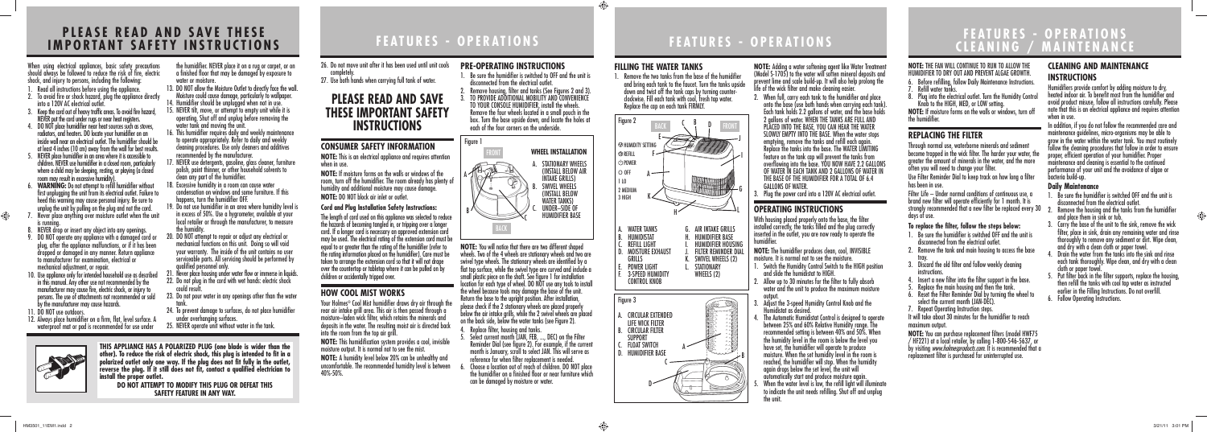# PLEASE READ AND SAVE THESE IMPORTANT SAFETY INSTRUCTIONS

When using electrical appliances, basic safety precautions should always be followed to reduce the risk of fire, electric shock, and injury to persons, including the following:

1. Read all instructions before using the appliance.
2. To avoid fire or shock hazard, plug the appliance directly into a 120V AC electrical outlet.
3. Keep the cord out of heavy traffic areas. To avoid fire hazard, NEVER put the cord under rugs or near heat registers.
4. DO NOT place humidifier near heat sources such as stoves, radiators, and heaters. DO locate your humidifier on an inside wall near an electrical outlet. The humidifier should be at least 4 inches (10 cm) away from the wall for best results.
5. NEVER place humidifier in an area where it is accessible to children. NEVER use humidifier in a closed room, particularly where a child may be sleeping, resting, or playing (a closed room may result in excessive humidity).
6. **WARNING:** Do not attempt to refill humidifier without first unplugging the unit from its electrical outlet. Failure to heed this warning may cause personal injury. Be sure to unplug the unit by pulling on the plug and not the cord.
7. Never place anything over moisture outlet when the unit is running.
8. NEVER drop or insert any object into any openings.
9. DO NOT operate any appliance with a damaged cord or plug, after the appliance malfunctions, or if it has been dropped or damaged in any manner. Return appliance to manufacturer for examination, electrical or mechanical adjustment, or repair.
10. Use appliance only for intended household use as described in this manual. Any other use not recommended by the manufacturer may cause fire, electric shock, or injury to persons. The use of attachments not recommended or sold by the manufacturer may cause hazards.
11. DO NOT use outdoors.
12. Always place humidifier on a firm, flat, level surface. A waterproof mat or pad is recommended for use under the humidifier. NEVER place it on a rug or carpet, or on a finished floor that may be damaged by exposure to water or moisture.
13. DO NOT allow the Moisture Outlet to directly face the wall. Moisture could cause damage, particularly to wallpaper.
14. Humidifier should be unplugged when not in use.
15. NEVER tilt, move, or attempt to empty unit while it is operating. Shut off and unplug before removing the water tank and moving the unit.
16. This humidifier requires daily and weekly maintenance to operate appropriately. Refer to daily and weekly cleaning procedures. Use only cleaners and additives recommended by the manufacturer.
17. NEVER use detergents, gasoline, glass cleaner, furniture polish, paint thinner, or other household solvents to clean any part of the humidifier.
18. Excessive humidity in a room can cause water condensation on windows and some furniture. If this happens, turn the humidifier OFF.
19. Do not use humidifier in an area where humidity level is in excess of 50%. Use a hygrometer, available at your local retailer or through the manufacturer, to measure the humidity.
20. DO NOT attempt to repair or adjust any electrical or mechanical functions on this unit. Doing so will void your warranty. The inside of the unit contains no user serviceable parts. All servicing should be performed by qualified personnel only.
21. Never place housing under water flow or immerse in liquids.
22. Do not plug in the cord with wet hands: electric shock could result.
23. Do not pour water in any openings other than the water tank.
24. To prevent damage to surfaces, do not place humidifier under overhanging surfaces.
25. NEVER operate unit without water in the tank.

**THIS APPLIANCE HAS A POLARIZED PLUG (one blade is wider than the other). To reduce the risk of electric shock, this plug is intended to fit in a polarized outlet only one way. If the plug does not fit fully in the outlet, reverse the plug. If it still does not fit, contact a qualified electrician to install the proper outlet.**

**DO NOT ATTEMPT TO MODIFY THIS PLUG OR DEFEAT THIS SAFETY FEATURE IN ANY WAY.**

# FEATURES - OPERATIONS

26. Do not move unit after it has been used until unit cools completely.
27. Use both hands when carrying full tank of water.

# PLEASE READ AND SAVE THESE IMPORTANT SAFETY INSTRUCTIONS

## CONSUMER SAFETY INFORMATION

**NOTE:** This is an electrical appliance and requires attention when in use.

**NOTE:** If moisture forms on the walls or windows of the room, turn off the humidifier. The room already has plenty of humidity and additional moisture may cause damage.

**NOTE:** DO NOT block air inlet or outlet.

### Cord and Plug Installation Safety Instructions:

The length of cord used on this appliance was selected to reduce the hazards of becoming tangled in, or tripping over a longer cord. If a longer cord is necessary an approved extension cord may be used. The electrical rating of the extension cord must be equal to or greater than the rating of the humidifier (refer to the rating information placed on the humidifier). Care must be taken to arrange the extension cord so that it will not drape over the countertop or tabletop where it can be pulled on by children or accidentally tripped over.

## HOW COOL MIST WORKS

Your Holmes® Cool Mist Humidifier draws dry air through the rear air intake grill area. This air is then passed through a moisture–laden wick filter, which retains the minerals and deposits in the water. The resulting moist air is directed back into the room from the top air grill.

**NOTE:** This humidification system provides a cool, invisible moisture output. It is normal not to see the mist.

**NOTE:** A humidity level below 20% can be unhealthy and uncomfortable. The recommended humidity level is between 40%-50%.

## PRE-OPERATING INSTRUCTIONS

1. Be sure the humidifier is switched to OFF and the unit is disconnected from the electrical outlet.
2. Remove housing, filter and tanks (See Figures 2 and 3).
3. TO PROVIDE ADDITIONAL MOBILITY AND CONVENIENCE TO YOUR CONSOLE HUMIDIFIER, install the wheels. Remove the four wheels located in a small pouch in the box. Turn the base upside down, and locate the holes at each of the four corners on the underside.

Figure 1

FRONT

BACK

**WHEEL INSTALLATION**

A. STATIONARY WHEELS (INSTALL BELOW AIR INTAKE GRILLS)
B. SWIVEL WHEELS (INSTALL BELOW WATER TANKS)
C. UNDER–SIDE OF HUMIDIFIER BASE

**NOTE:** You will notice that there are two different shaped wheels. Two of the 4 wheels are stationary wheels and two are swivel type wheels. The stationary wheels are identified by a flat top surface, while the swivel type are curved and include a small plastic piece on the shaft. See figure 1 for installation location for each type of wheel. DO NOT use any tools to install the wheel because tools may damage the base of the unit. Return the base to the upright position. After installation, please check if the 2 stationary wheels are placed properly below the air intake grills, while the 2 swivel wheels are placed on the back side, below the water tanks (see Figure 2).

4. Replace filter, housing and tanks.
5. Select current month (JAN, FEB, ..., DEC) on the Filter Reminder Dial (see figure 2). For example, if the current month is January, scroll to select JAN. This will serve as reference for when filter replacement is needed.
6. Choose a location out of reach of children. DO NOT place the humidifier on a finished floor or near furniture which can be damaged by moisture or water.

## FILLING THE WATER TANKS

1. Remove the two tanks from the base of the humidifier and bring each tank to the faucet. Turn the tanks upside down and twist off the tank caps by turning counter-clockwise. Fill each tank with cool, fresh tap water. Replace the cap on each tank FIRMLY.

Figure 2

BACK

FRONT

HUMIDITY SETTING
REFILL
POWER
0 OFF
1 LO
2 MEDIUM
3 HIGH

A. WATER TANKS
B. HUMIDISTAT
C. REFILL LIGHT
D. MOISTURE EXHAUST GRILLS
E. POWER LIGHT
F. 3-SPEED HUMIDITY CONTROL KNOB
G. AIR INTAKE GRILLS
H. HUMIDIFIER BASE
I. HUMIDIFIER HOUSING
J. FILTER REMINDER DIAL
K. SWIVEL WHEELS (2)
L. STATIONARY WHEELS (2)

Figure 3

A. CIRCULAR EXTENDED LIFE WICK FILTER
B. CIRCULAR FILTER SUPPORT
C. FLOAT SWITCH
D. HUMIDIFIER BASE

**NOTE:** Adding a water softening agent like Water Treatment (Model S-1705) to the water will soften mineral deposits and prevent lime and scale build-up. It will also help prolong the life of the wick filter and make cleaning easier.

2. When full, carry each tank to the humidifier and place onto the base (use both hands when carrying each tank). Each tank holds 2.2 gallons of water, and the base holds 2 gallons of water. WHEN THE TANKS ARE FULL AND PLACED INTO THE BASE, YOU CAN HEAR THE WATER SLOWLY EMPTY INTO THE BASE. When the water stops emptying, remove the tanks and refill each again. Replace the tanks into the base. The WATER LIMITING feature on the tank cap will prevent the tanks from overflowing into the base. YOU NOW HAVE 2.2 GALLONS OF WATER IN EACH TANK AND 2 GALLONS OF WATER IN THE BASE OF THE HUMIDIFIER FOR A TOTAL OF 6.4 GALLONS OF WATER.
3. Plug the power cord into a 120V AC electrical outlet.

## OPERATING INSTRUCTIONS

With housing placed properly onto the base, the filter installed correctly, the tanks filled and the plug correctly inserted in the outlet, you are now ready to operate the humidifier.

**NOTE:** The humidifier produces clean, cool, INVISIBLE moisture. It is normal not to see the moisture.

1. Switch the Humidity Control Switch to the HIGH position and slide the humidistat to HIGH.
2. Allow up to 30 minutes for the filter to fully absorb water and the unit to produce the maximum moisture output.
3. Adjust the 3-Speed Humidity Control Knob and the Humidistat as desired.
4. The Automatic Humidistat Control is designed to operate between 25% and 60% Relative Humidity range. The recommended setting is between 40% and 50%. When the humidity level in the room is below the level you have set, the humidifier will operate to produce moisture. When the set humidity level in the room is reached, the humidifier will stop. When the humidity again drops below the set level, the unit will automatically start and produce moisture again.
5. When the water level is low, the refill light will illuminate to indicate the unit needs refilling. Shut off and unplug the unit.

# FEATURES - OPERATIONS CLEANING / MAINTENANCE

**NOTE:** THE FAN WILL CONTINUE TO RUN TO ALLOW THE HUMIDIFIER TO DRY OUT AND PREVENT ALGAE GROWTH.

6. Before refilling, follow Daily Maintenance Instructions.
7. Refill water tanks.
8. Plug into the electrical outlet. Turn the Humidity Control Knob to the HIGH, MED, or LOW setting.

**NOTE:** If moisture forms on the walls or windows, turn off the humidifier.

## REPLACING THE FILTER

Through normal use, waterborne minerals and sediment become trapped in the wick filter. The harder your water, the greater the amount of minerals in the water, and the more often you will need to change your filter.

Use Filter Reminder Dial to keep track on how long a filter has been in use.

Filter Life – Under normal conditions of continuous use, a brand new filter will operate efficiently for 1 month. It is strongly recommended that a new filter be replaced every 30 days of use.

### To replace the filter, follow the steps below:

1. Be sure the humidifier is switched OFF and the unit is disconnected from the electrical outlet.
2. Remove the tank and main housing to access the base tray.
3. Discard the old filter and follow weekly cleaning instructions.
4. Insert a new filter into the filter support in the base.
5. Replace the main housing and then the tank.
6. Reset the Filter Reminder Dial by turning the wheel to select the current month (JAN-DEC).
7. Repeat Operating Instruction steps.

It will take about 30 minutes for the humidifier to reach maximum output.

**NOTE:** You can purchase replacement filters (model HWF75 / HF221) at a local retailer, by calling 1-800-546-5637, or by visiting *www.holmesproducts.com*. It is recommended that a replacement filter is purchased for uninterrupted use.

## CLEANING AND MAINTENANCE INSTRUCTIONS

Humidifiers provide comfort by adding moisture to dry, heated indoor air. To benefit most from the humidifier and avoid product misuse, follow all instructions carefully. Please note that this is an electrical appliance and requires attention when in use.

In addition, if you do not follow the recommended care and maintenance guidelines, micro-organisms may be able to grow in the water within the water tank. You must routinely follow the cleaning procedures that follow in order to ensure proper, efficient operation of your humidifier. Proper maintenance and cleaning is essential to the continued performance of your unit and the avoidance of algae or bacteria build-up.

### Daily Maintenance

1. Be sure the humidifier is switched OFF and the unit is disconnected from the electrical outlet.
2. Remove the housing and the tanks from the humidifier and place them in sink or tub.
3. Carry the base of the unit to the sink, remove the wick filter, place in sink, drain any remaining water and rinse thoroughly to remove any sediment or dirt. Wipe clean, and dry with a clean cloth or paper towel.
4. Drain the water from the tanks into the sink and rinse each tank thoroughly. Wipe clean, and dry with a clean cloth or paper towel.
5. Put filter back in the filter supports, replace the housing, then refill the tanks with cool tap water as instructed earlier in the Filling Instructions. Do not overfill.
6. Follow Operating Instructions.